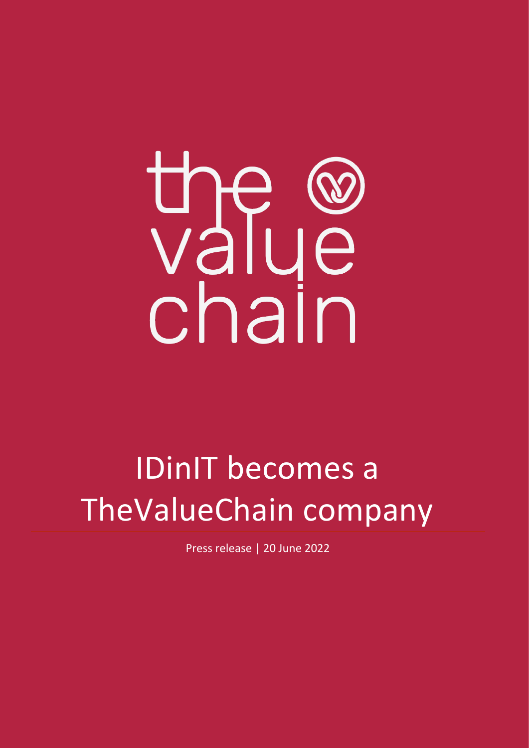the value chain

# IDinIT becomes a TheValueChain company

Press release | 20 June 2022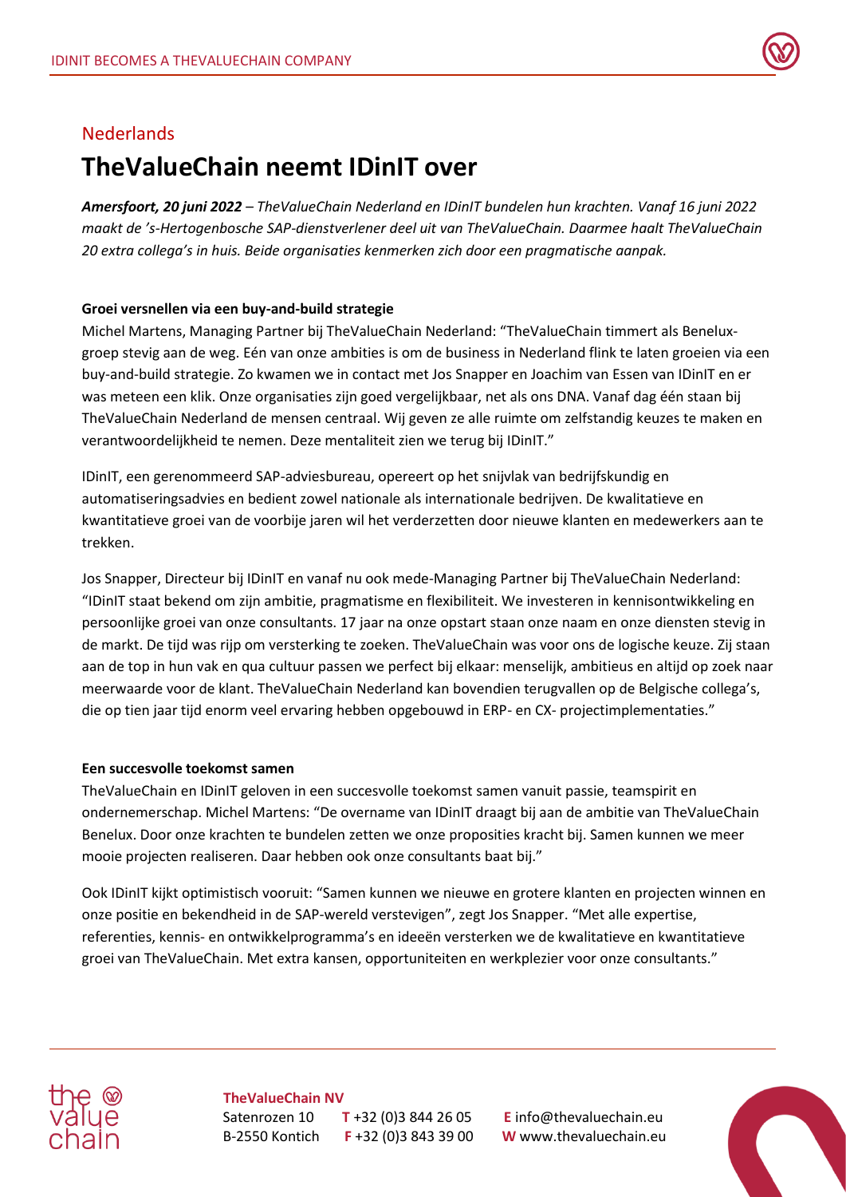## Nederlands

# TheValueChain neemt IDinIT over

***Amersfoort, 20 juni 2022** – TheValueChain Nederland en IDinIT bundelen hun krachten. Vanaf 16 juni 2022 maakt de 's-Hertogenbosche SAP-dienstverlener deel uit van TheValueChain. Daarmee haalt TheValueChain 20 extra collega's in huis. Beide organisaties kenmerken zich door een pragmatische aanpak.*

**Groei versnellen via een buy-and-build strategie**

Michel Martens, Managing Partner bij TheValueChain Nederland: "TheValueChain timmert als Benelux-groep stevig aan de weg. Eén van onze ambities is om de business in Nederland flink te laten groeien via een buy-and-build strategie. Zo kwamen we in contact met Jos Snapper en Joachim van Essen van IDinIT en er was meteen een klik. Onze organisaties zijn goed vergelijkbaar, net als ons DNA. Vanaf dag één staan bij TheValueChain Nederland de mensen centraal. Wij geven ze alle ruimte om zelfstandig keuzes te maken en verantwoordelijkheid te nemen. Deze mentaliteit zien we terug bij IDinIT."

IDinIT, een gerenommeerd SAP-adviesbureau, opereert op het snijvlak van bedrijfskundig en automatiseringsadvies en bedient zowel nationale als internationale bedrijven. De kwalitatieve en kwantitatieve groei van de voorbije jaren wil het verderzetten door nieuwe klanten en medewerkers aan te trekken.

Jos Snapper, Directeur bij IDinIT en vanaf nu ook mede-Managing Partner bij TheValueChain Nederland: "IDinIT staat bekend om zijn ambitie, pragmatisme en flexibiliteit. We investeren in kennisontwikkeling en persoonlijke groei van onze consultants. 17 jaar na onze opstart staan onze naam en onze diensten stevig in de markt. De tijd was rijp om versterking te zoeken. TheValueChain was voor ons de logische keuze. Zij staan aan de top in hun vak en qua cultuur passen we perfect bij elkaar: menselijk, ambitieus en altijd op zoek naar meerwaarde voor de klant. TheValueChain Nederland kan bovendien terugvallen op de Belgische collega's, die op tien jaar tijd enorm veel ervaring hebben opgebouwd in ERP- en CX- projectimplementaties."

**Een succesvolle toekomst samen**

TheValueChain en IDinIT geloven in een succesvolle toekomst samen vanuit passie, teamspirit en ondernemerschap. Michel Martens: "De overname van IDinIT draagt bij aan de ambitie van TheValueChain Benelux. Door onze krachten te bundelen zetten we onze proposities kracht bij. Samen kunnen we meer mooie projecten realiseren. Daar hebben ook onze consultants baat bij."

Ook IDinIT kijkt optimistisch vooruit: "Samen kunnen we nieuwe en grotere klanten en projecten winnen en onze positie en bekendheid in de SAP-wereld verstevigen", zegt Jos Snapper. "Met alle expertise, referenties, kennis- en ontwikkelprogramma's en ideeën versterken we de kwalitatieve en kwantitatieve groei van TheValueChain. Met extra kansen, opportuniteiten en werkplezier voor onze consultants."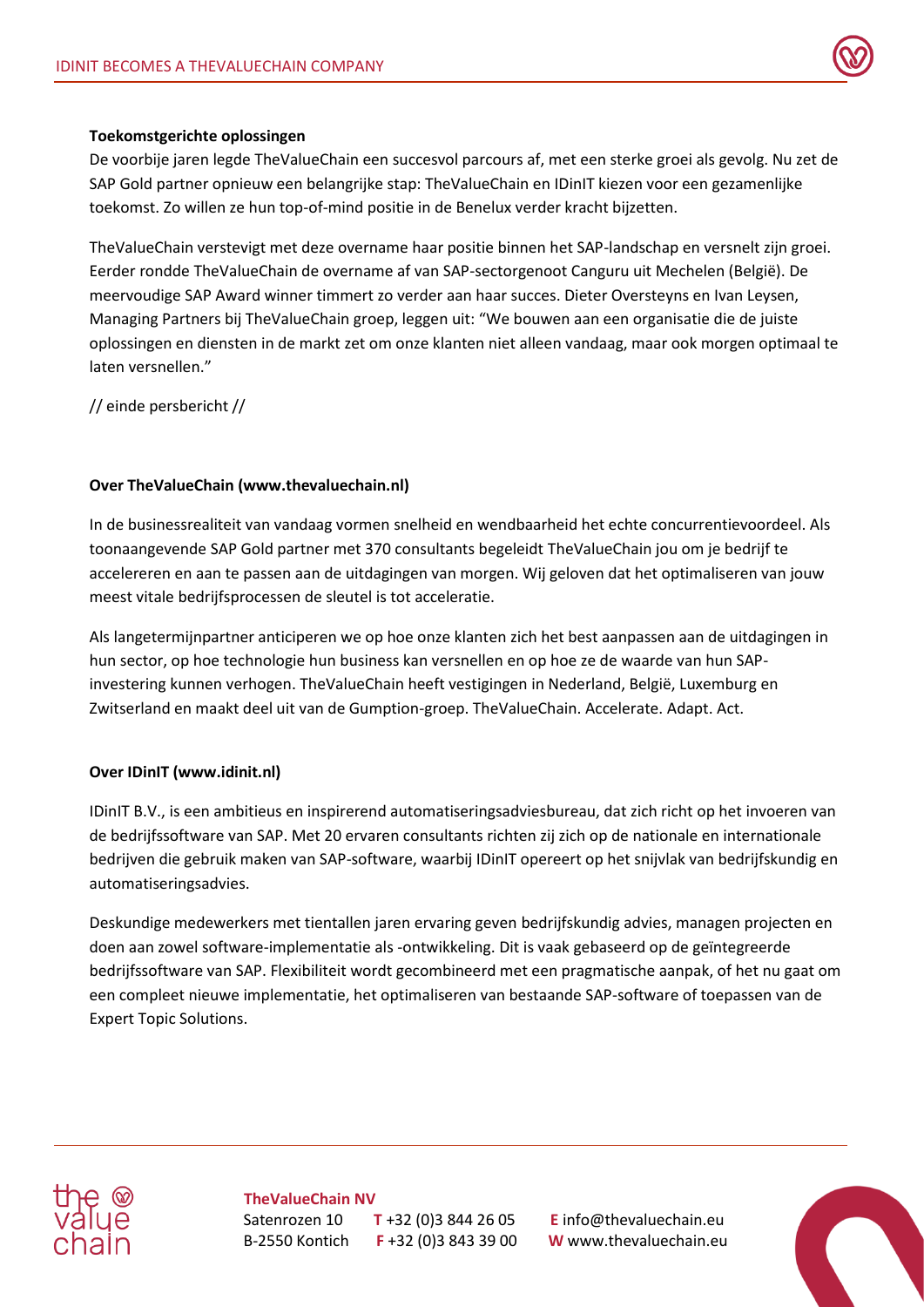**Toekomstgerichte oplossingen**

De voorbije jaren legde TheValueChain een succesvol parcours af, met een sterke groei als gevolg. Nu zet de SAP Gold partner opnieuw een belangrijke stap: TheValueChain en IDinIT kiezen voor een gezamenlijke toekomst. Zo willen ze hun top-of-mind positie in de Benelux verder kracht bijzetten.

TheValueChain verstevigt met deze overname haar positie binnen het SAP-landschap en versnelt zijn groei. Eerder rondde TheValueChain de overname af van SAP-sectorgenoot Canguru uit Mechelen (België). De meervoudige SAP Award winner timmert zo verder aan haar succes. Dieter Oversteyns en Ivan Leysen, Managing Partners bij TheValueChain groep, leggen uit: "We bouwen aan een organisatie die de juiste oplossingen en diensten in de markt zet om onze klanten niet alleen vandaag, maar ook morgen optimaal te laten versnellen."

// einde persbericht //

**Over TheValueChain (www.thevaluechain.nl)**

In de businessrealiteit van vandaag vormen snelheid en wendbaarheid het echte concurrentievoordeel. Als toonaangevende SAP Gold partner met 370 consultants begeleidt TheValueChain jou om je bedrijf te accelereren en aan te passen aan de uitdagingen van morgen. Wij geloven dat het optimaliseren van jouw meest vitale bedrijfsprocessen de sleutel is tot acceleratie.

Als langetermijnpartner anticiperen we op hoe onze klanten zich het best aanpassen aan de uitdagingen in hun sector, op hoe technologie hun business kan versnellen en op hoe ze de waarde van hun SAP-investering kunnen verhogen. TheValueChain heeft vestigingen in Nederland, België, Luxemburg en Zwitserland en maakt deel uit van de Gumption-groep. TheValueChain. Accelerate. Adapt. Act.

**Over IDinIT (www.idinit.nl)**

IDinIT B.V., is een ambitieus en inspirerend automatiseringsadviesbureau, dat zich richt op het invoeren van de bedrijfssoftware van SAP. Met 20 ervaren consultants richten zij zich op de nationale en internationale bedrijven die gebruik maken van SAP-software, waarbij IDinIT opereert op het snijvlak van bedrijfskundig en automatiseringsadvies.

Deskundige medewerkers met tientallen jaren ervaring geven bedrijfskundig advies, managen projecten en doen aan zowel software-implementatie als -ontwikkeling. Dit is vaak gebaseerd op de geïntegreerde bedrijfssoftware van SAP. Flexibiliteit wordt gecombineerd met een pragmatische aanpak, of het nu gaat om een compleet nieuwe implementatie, het optimaliseren van bestaande SAP-software of toepassen van de Expert Topic Solutions.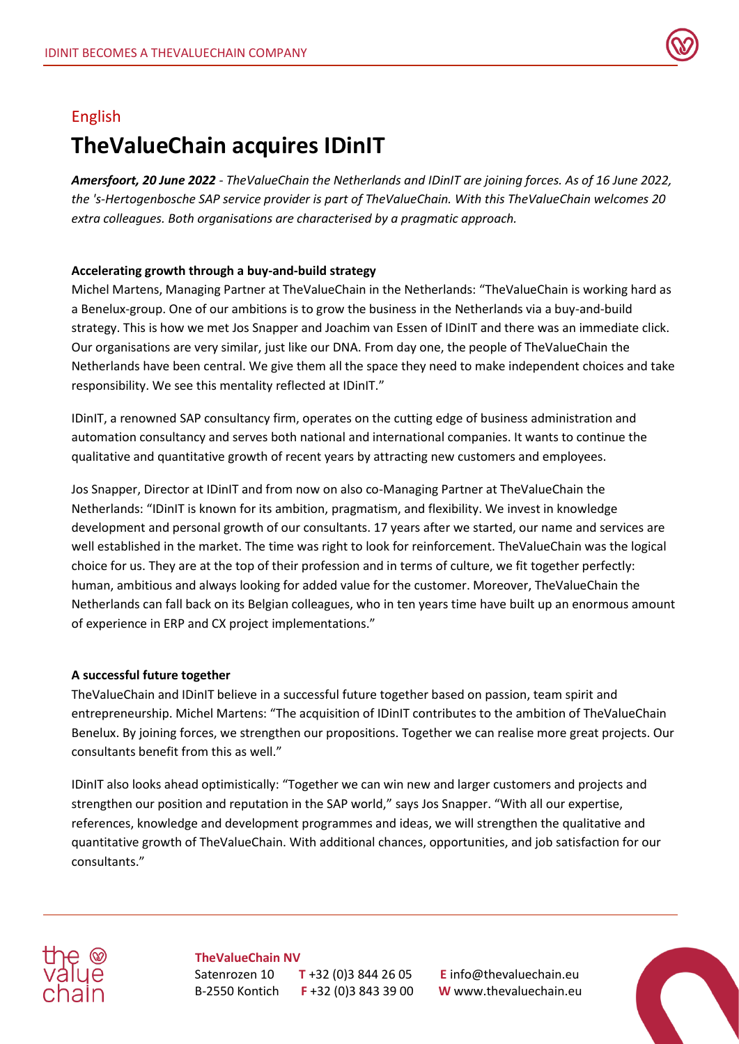English

# TheValueChain acquires IDinIT

***Amersfoort, 20 June 2022** - TheValueChain the Netherlands and IDinIT are joining forces. As of 16 June 2022, the 's-Hertogenbosche SAP service provider is part of TheValueChain. With this TheValueChain welcomes 20 extra colleagues. Both organisations are characterised by a pragmatic approach.*

**Accelerating growth through a buy-and-build strategy**

Michel Martens, Managing Partner at TheValueChain in the Netherlands: "TheValueChain is working hard as a Benelux-group. One of our ambitions is to grow the business in the Netherlands via a buy-and-build strategy. This is how we met Jos Snapper and Joachim van Essen of IDinIT and there was an immediate click. Our organisations are very similar, just like our DNA. From day one, the people of TheValueChain the Netherlands have been central. We give them all the space they need to make independent choices and take responsibility. We see this mentality reflected at IDinIT."

IDinIT, a renowned SAP consultancy firm, operates on the cutting edge of business administration and automation consultancy and serves both national and international companies. It wants to continue the qualitative and quantitative growth of recent years by attracting new customers and employees.

Jos Snapper, Director at IDinIT and from now on also co-Managing Partner at TheValueChain the Netherlands: "IDinIT is known for its ambition, pragmatism, and flexibility. We invest in knowledge development and personal growth of our consultants. 17 years after we started, our name and services are well established in the market. The time was right to look for reinforcement. TheValueChain was the logical choice for us. They are at the top of their profession and in terms of culture, we fit together perfectly: human, ambitious and always looking for added value for the customer. Moreover, TheValueChain the Netherlands can fall back on its Belgian colleagues, who in ten years time have built up an enormous amount of experience in ERP and CX project implementations."

**A successful future together**

TheValueChain and IDinIT believe in a successful future together based on passion, team spirit and entrepreneurship. Michel Martens: "The acquisition of IDinIT contributes to the ambition of TheValueChain Benelux. By joining forces, we strengthen our propositions. Together we can realise more great projects. Our consultants benefit from this as well."

IDinIT also looks ahead optimistically: "Together we can win new and larger customers and projects and strengthen our position and reputation in the SAP world," says Jos Snapper. "With all our expertise, references, knowledge and development programmes and ideas, we will strengthen the qualitative and quantitative growth of TheValueChain. With additional chances, opportunities, and job satisfaction for our consultants."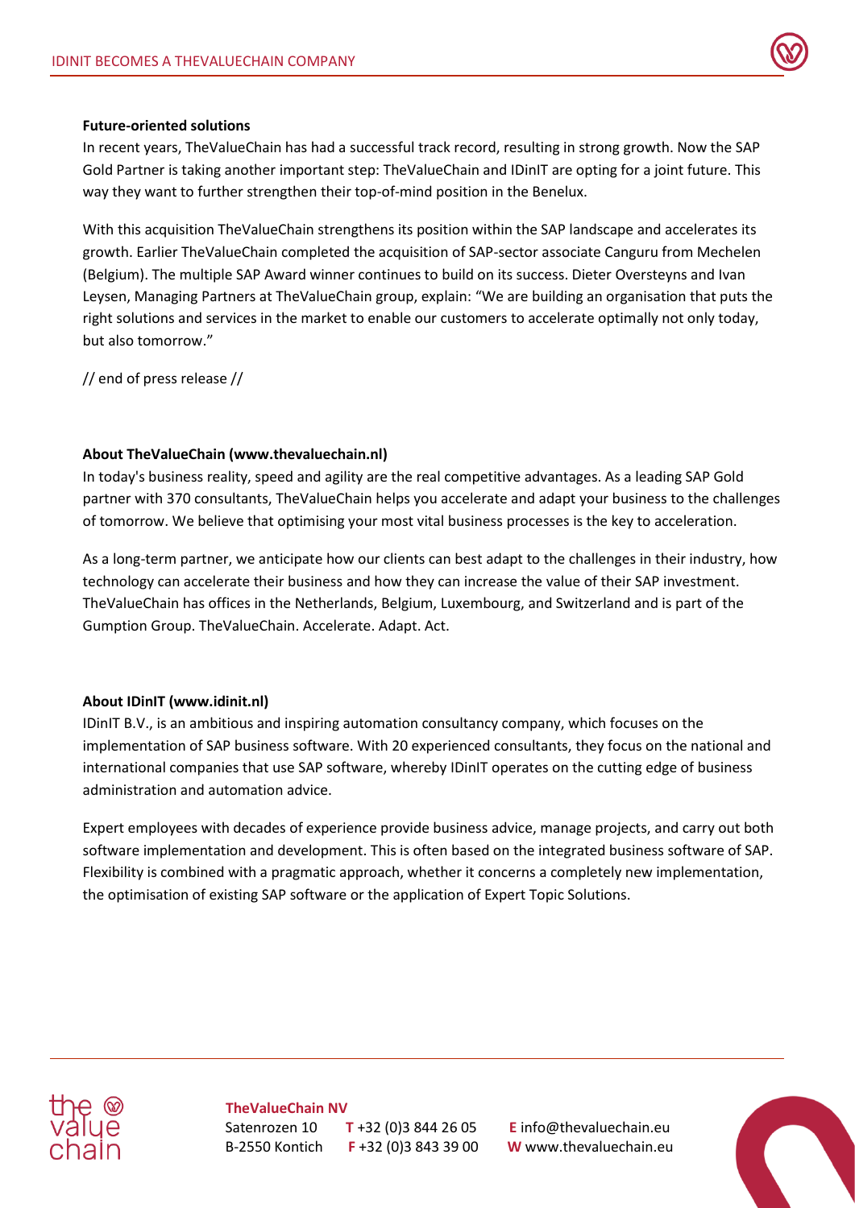**Future-oriented solutions**

In recent years, TheValueChain has had a successful track record, resulting in strong growth. Now the SAP Gold Partner is taking another important step: TheValueChain and IDinIT are opting for a joint future. This way they want to further strengthen their top-of-mind position in the Benelux.

With this acquisition TheValueChain strengthens its position within the SAP landscape and accelerates its growth. Earlier TheValueChain completed the acquisition of SAP-sector associate Canguru from Mechelen (Belgium). The multiple SAP Award winner continues to build on its success. Dieter Oversteyns and Ivan Leysen, Managing Partners at TheValueChain group, explain: "We are building an organisation that puts the right solutions and services in the market to enable our customers to accelerate optimally not only today, but also tomorrow."

// end of press release //

**About TheValueChain (www.thevaluechain.nl)**

In today's business reality, speed and agility are the real competitive advantages. As a leading SAP Gold partner with 370 consultants, TheValueChain helps you accelerate and adapt your business to the challenges of tomorrow. We believe that optimising your most vital business processes is the key to acceleration.

As a long-term partner, we anticipate how our clients can best adapt to the challenges in their industry, how technology can accelerate their business and how they can increase the value of their SAP investment. TheValueChain has offices in the Netherlands, Belgium, Luxembourg, and Switzerland and is part of the Gumption Group. TheValueChain. Accelerate. Adapt. Act.

**About IDinIT (www.idinit.nl)**

IDinIT B.V., is an ambitious and inspiring automation consultancy company, which focuses on the implementation of SAP business software. With 20 experienced consultants, they focus on the national and international companies that use SAP software, whereby IDinIT operates on the cutting edge of business administration and automation advice.

Expert employees with decades of experience provide business advice, manage projects, and carry out both software implementation and development. This is often based on the integrated business software of SAP. Flexibility is combined with a pragmatic approach, whether it concerns a completely new implementation, the optimisation of existing SAP software or the application of Expert Topic Solutions.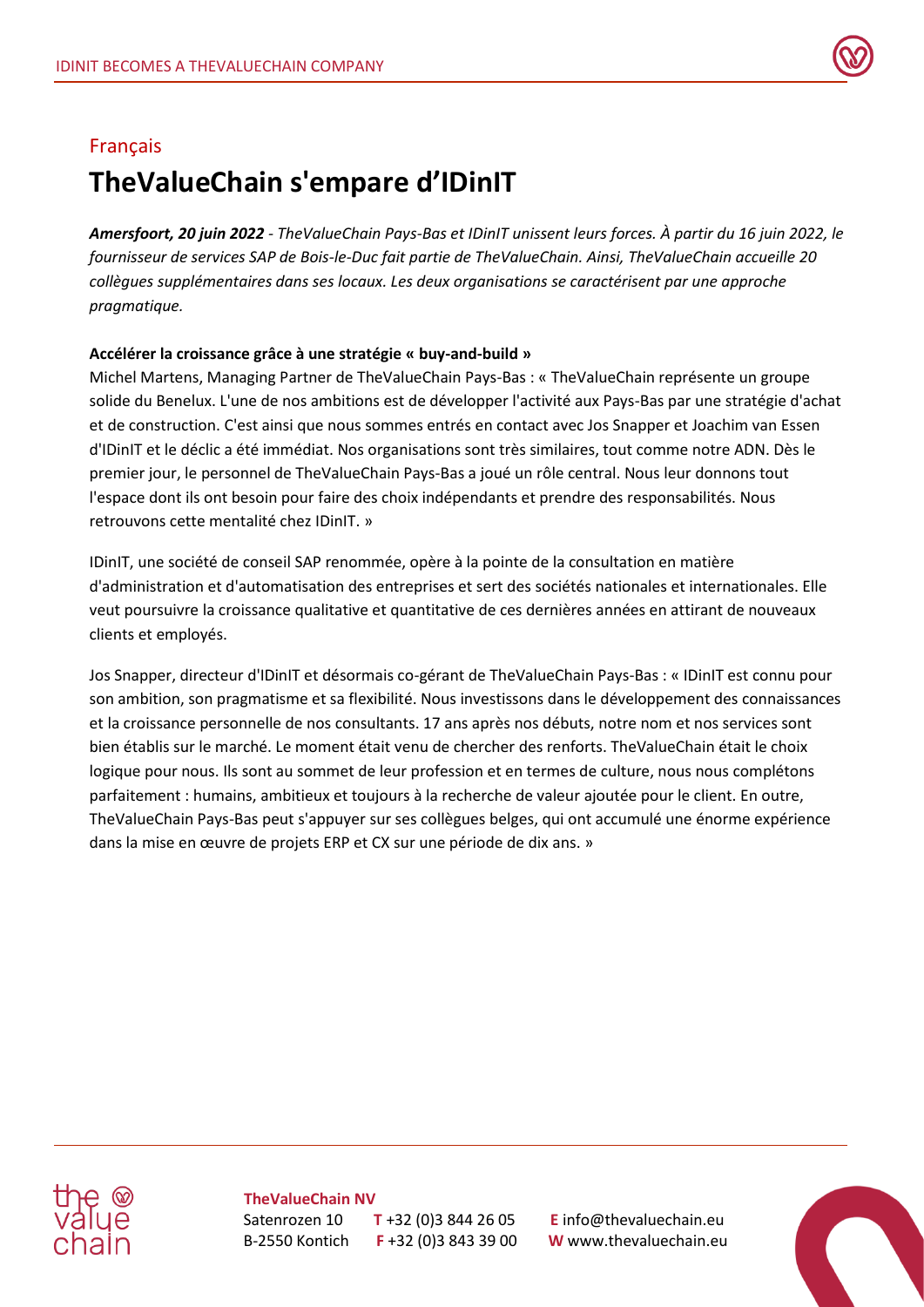Français

# TheValueChain s'empare d'IDinIT

***Amersfoort, 20 juin 2022** - TheValueChain Pays-Bas et IDinIT unissent leurs forces. À partir du 16 juin 2022, le fournisseur de services SAP de Bois-le-Duc fait partie de TheValueChain. Ainsi, TheValueChain accueille 20 collègues supplémentaires dans ses locaux. Les deux organisations se caractérisent par une approche pragmatique.*

**Accélérer la croissance grâce à une stratégie « buy-and-build »**

Michel Martens, Managing Partner de TheValueChain Pays-Bas : « TheValueChain représente un groupe solide du Benelux. L'une de nos ambitions est de développer l'activité aux Pays-Bas par une stratégie d'achat et de construction. C'est ainsi que nous sommes entrés en contact avec Jos Snapper et Joachim van Essen d'IDinIT et le déclic a été immédiat. Nos organisations sont très similaires, tout comme notre ADN. Dès le premier jour, le personnel de TheValueChain Pays-Bas a joué un rôle central. Nous leur donnons tout l'espace dont ils ont besoin pour faire des choix indépendants et prendre des responsabilités. Nous retrouvons cette mentalité chez IDinIT. »

IDinIT, une société de conseil SAP renommée, opère à la pointe de la consultation en matière d'administration et d'automatisation des entreprises et sert des sociétés nationales et internationales. Elle veut poursuivre la croissance qualitative et quantitative de ces dernières années en attirant de nouveaux clients et employés.

Jos Snapper, directeur d'IDinIT et désormais co-gérant de TheValueChain Pays-Bas : « IDinIT est connu pour son ambition, son pragmatisme et sa flexibilité. Nous investissons dans le développement des connaissances et la croissance personnelle de nos consultants. 17 ans après nos débuts, notre nom et nos services sont bien établis sur le marché. Le moment était venu de chercher des renforts. TheValueChain était le choix logique pour nous. Ils sont au sommet de leur profession et en termes de culture, nous nous complétons parfaitement : humains, ambitieux et toujours à la recherche de valeur ajoutée pour le client. En outre, TheValueChain Pays-Bas peut s'appuyer sur ses collègues belges, qui ont accumulé une énorme expérience dans la mise en œuvre de projets ERP et CX sur une période de dix ans. »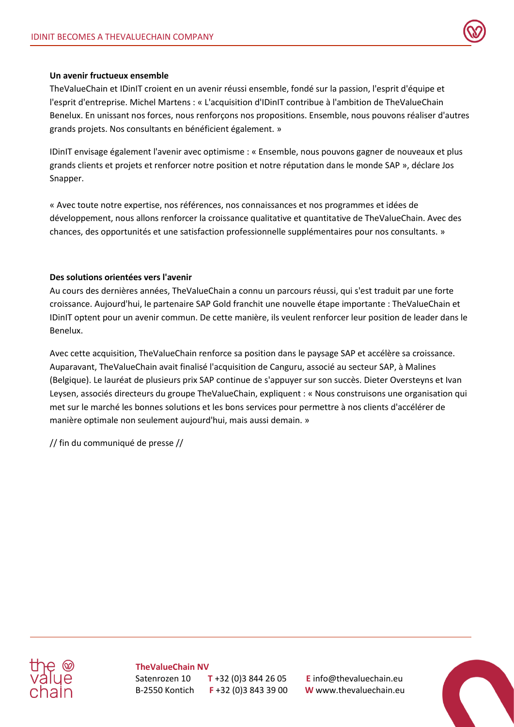**Un avenir fructueux ensemble**

TheValueChain et IDinIT croient en un avenir réussi ensemble, fondé sur la passion, l'esprit d'équipe et l'esprit d'entreprise. Michel Martens : « L'acquisition d'IDinIT contribue à l'ambition de TheValueChain Benelux. En unissant nos forces, nous renforçons nos propositions. Ensemble, nous pouvons réaliser d'autres grands projets. Nos consultants en bénéficient également. »

IDinIT envisage également l'avenir avec optimisme : « Ensemble, nous pouvons gagner de nouveaux et plus grands clients et projets et renforcer notre position et notre réputation dans le monde SAP », déclare Jos Snapper.

« Avec toute notre expertise, nos références, nos connaissances et nos programmes et idées de développement, nous allons renforcer la croissance qualitative et quantitative de TheValueChain. Avec des chances, des opportunités et une satisfaction professionnelle supplémentaires pour nos consultants. »

**Des solutions orientées vers l'avenir**

Au cours des dernières années, TheValueChain a connu un parcours réussi, qui s'est traduit par une forte croissance. Aujourd'hui, le partenaire SAP Gold franchit une nouvelle étape importante : TheValueChain et IDinIT optent pour un avenir commun. De cette manière, ils veulent renforcer leur position de leader dans le Benelux.

Avec cette acquisition, TheValueChain renforce sa position dans le paysage SAP et accélère sa croissance. Auparavant, TheValueChain avait finalisé l'acquisition de Canguru, associé au secteur SAP, à Malines (Belgique). Le lauréat de plusieurs prix SAP continue de s'appuyer sur son succès. Dieter Oversteyns et Ivan Leysen, associés directeurs du groupe TheValueChain, expliquent : « Nous construisons une organisation qui met sur le marché les bonnes solutions et les bons services pour permettre à nos clients d'accélérer de manière optimale non seulement aujourd'hui, mais aussi demain. »

// fin du communiqué de presse //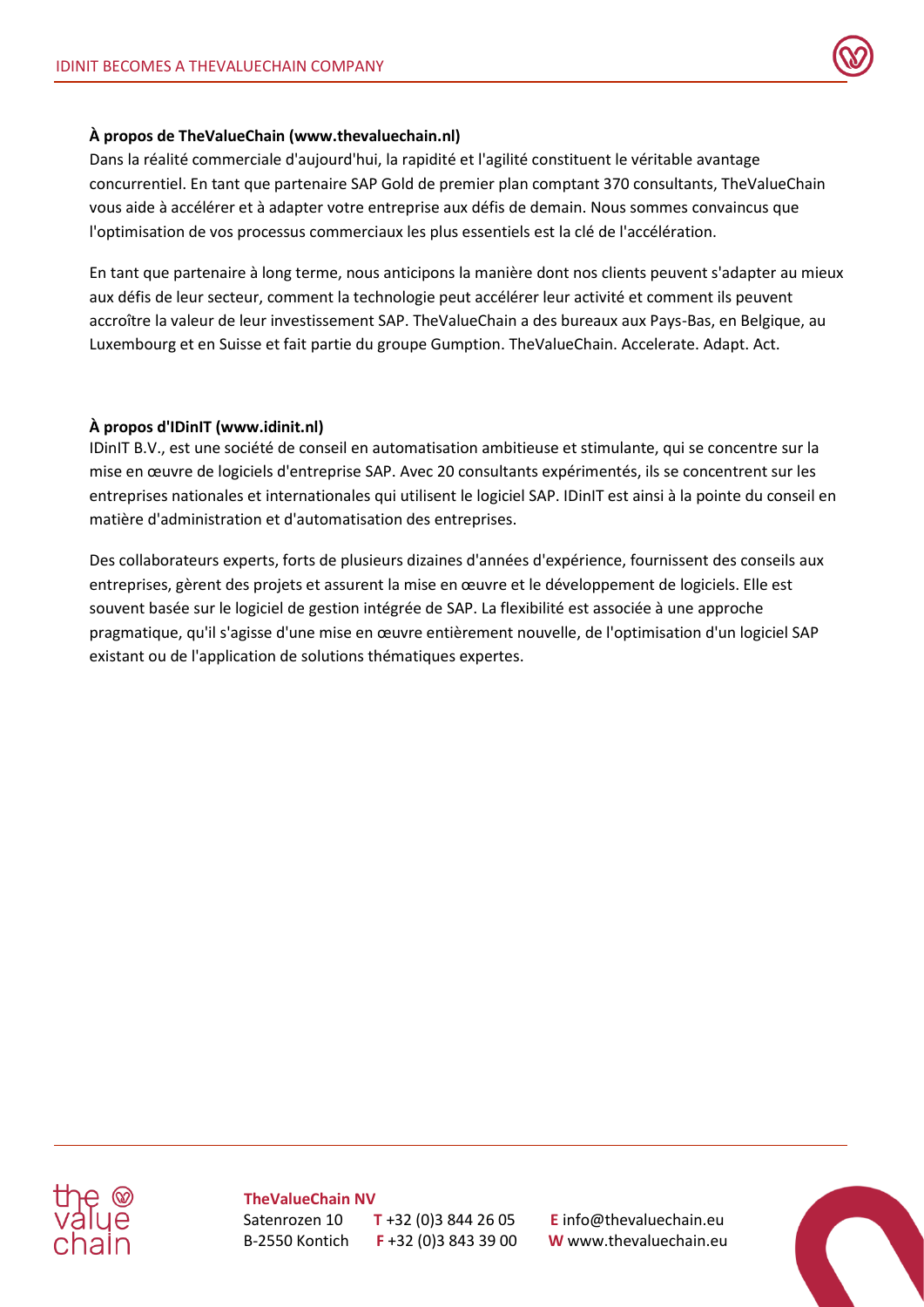**À propos de TheValueChain (www.thevaluechain.nl)**

Dans la réalité commerciale d'aujourd'hui, la rapidité et l'agilité constituent le véritable avantage concurrentiel. En tant que partenaire SAP Gold de premier plan comptant 370 consultants, TheValueChain vous aide à accélérer et à adapter votre entreprise aux défis de demain. Nous sommes convaincus que l'optimisation de vos processus commerciaux les plus essentiels est la clé de l'accélération.

En tant que partenaire à long terme, nous anticipons la manière dont nos clients peuvent s'adapter au mieux aux défis de leur secteur, comment la technologie peut accélérer leur activité et comment ils peuvent accroître la valeur de leur investissement SAP. TheValueChain a des bureaux aux Pays-Bas, en Belgique, au Luxembourg et en Suisse et fait partie du groupe Gumption. TheValueChain. Accelerate. Adapt. Act.

**À propos d'IDinIT (www.idinit.nl)**

IDinIT B.V., est une société de conseil en automatisation ambitieuse et stimulante, qui se concentre sur la mise en œuvre de logiciels d'entreprise SAP. Avec 20 consultants expérimentés, ils se concentrent sur les entreprises nationales et internationales qui utilisent le logiciel SAP. IDinIT est ainsi à la pointe du conseil en matière d'administration et d'automatisation des entreprises.

Des collaborateurs experts, forts de plusieurs dizaines d'années d'expérience, fournissent des conseils aux entreprises, gèrent des projets et assurent la mise en œuvre et le développement de logiciels. Elle est souvent basée sur le logiciel de gestion intégrée de SAP. La flexibilité est associée à une approche pragmatique, qu'il s'agisse d'une mise en œuvre entièrement nouvelle, de l'optimisation d'un logiciel SAP existant ou de l'application de solutions thématiques expertes.